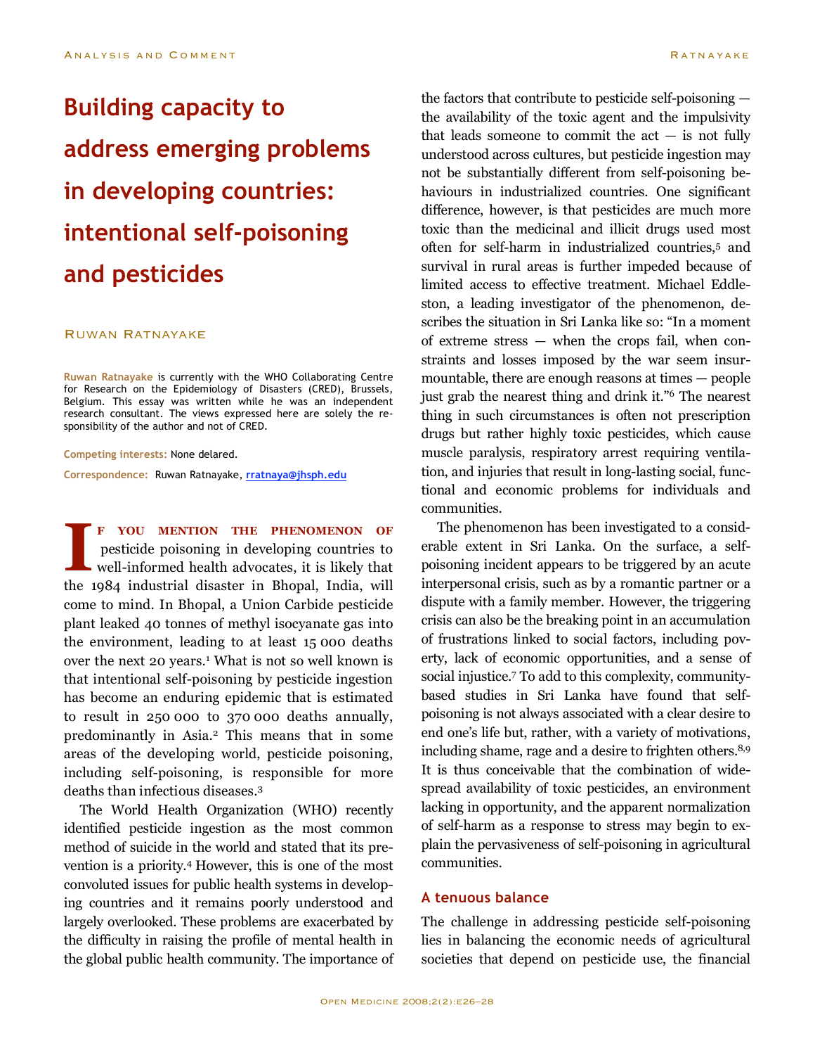# Building capacity to address emerging problems in developing countries: intentional self-poisoning and pesticides

Ruwan Ratnayake

**Ruwan Ratnayake** is currently with the WHO Collaborating Centre for Research on the Epidemiology of Disasters (CRED), Brussels, Belgium. This essay was written while he was an independent research consultant. The views expressed here are solely the responsibility of the author and not of CRED.

**Competing interests:** None delared.

**Correspondence:** Ruwan Ratnayake, rratnaya@jhsph.edu

If you mention the phenomenon of pesticide poisoning in developing countries to well-informed health advocates, it is likely that the 1984 industrial disaster in Bhopal, India, will come to mind. In Bhopal, a Union Carbide pesticide plant leaked 40 tonnes of methyl isocyanate gas into the environment, leading to at least 15 000 deaths over the next 20 years.[1] What is not so well known is that intentional self-poisoning by pesticide ingestion has become an enduring epidemic that is estimated to result in 250 000 to 370 000 deaths annually, predominantly in Asia.[2] This means that in some areas of the developing world, pesticide poisoning, including self-poisoning, is responsible for more deaths than infectious diseases.[3]

The World Health Organization (WHO) recently identified pesticide ingestion as the most common method of suicide in the world and stated that its prevention is a priority.[4] However, this is one of the most convoluted issues for public health systems in developing countries and it remains poorly understood and largely overlooked. These problems are exacerbated by the difficulty in raising the profile of mental health in the global public health community. The importance of the factors that contribute to pesticide self-poisoning — the availability of the toxic agent and the impulsivity that leads someone to commit the act — is not fully understood across cultures, but pesticide ingestion may not be substantially different from self-poisoning behaviours in industrialized countries. One significant difference, however, is that pesticides are much more toxic than the medicinal and illicit drugs used most often for self-harm in industrialized countries,[5] and survival in rural areas is further impeded because of limited access to effective treatment. Michael Eddleston, a leading investigator of the phenomenon, describes the situation in Sri Lanka like so: "In a moment of extreme stress — when the crops fail, when constraints and losses imposed by the war seem insurmountable, there are enough reasons at times — people just grab the nearest thing and drink it."[6] The nearest thing in such circumstances is often not prescription drugs but rather highly toxic pesticides, which cause muscle paralysis, respiratory arrest requiring ventilation, and injuries that result in long-lasting social, functional and economic problems for individuals and communities.

The phenomenon has been investigated to a considerable extent in Sri Lanka. On the surface, a self-poisoning incident appears to be triggered by an acute interpersonal crisis, such as by a romantic partner or a dispute with a family member. However, the triggering crisis can also be the breaking point in an accumulation of frustrations linked to social factors, including poverty, lack of economic opportunities, and a sense of social injustice.[7] To add to this complexity, community-based studies in Sri Lanka have found that self-poisoning is not always associated with a clear desire to end one's life but, rather, with a variety of motivations, including shame, rage and a desire to frighten others.[8,9] It is thus conceivable that the combination of widespread availability of toxic pesticides, an environment lacking in opportunity, and the apparent normalization of self-harm as a response to stress may begin to explain the pervasiveness of self-poisoning in agricultural communities.

## A tenuous balance

The challenge in addressing pesticide self-poisoning lies in balancing the economic needs of agricultural societies that depend on pesticide use, the financial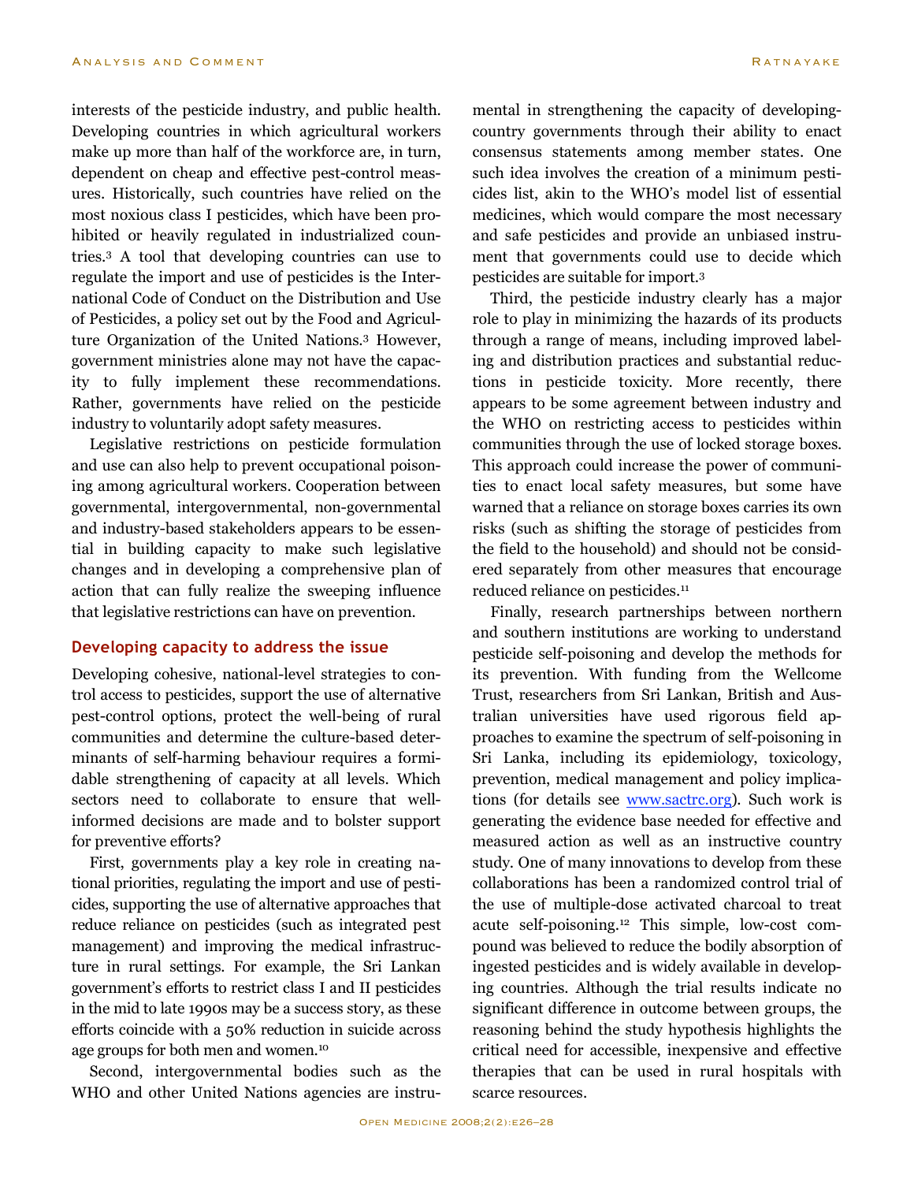interests of the pesticide industry, and public health. Developing countries in which agricultural workers make up more than half of the workforce are, in turn, dependent on cheap and effective pest-control measures. Historically, such countries have relied on the most noxious class I pesticides, which have been prohibited or heavily regulated in industrialized countries.[3] A tool that developing countries can use to regulate the import and use of pesticides is the International Code of Conduct on the Distribution and Use of Pesticides, a policy set out by the Food and Agriculture Organization of the United Nations.[3] However, government ministries alone may not have the capacity to fully implement these recommendations. Rather, governments have relied on the pesticide industry to voluntarily adopt safety measures.

Legislative restrictions on pesticide formulation and use can also help to prevent occupational poisoning among agricultural workers. Cooperation between governmental, intergovernmental, non-governmental and industry-based stakeholders appears to be essential in building capacity to make such legislative changes and in developing a comprehensive plan of action that can fully realize the sweeping influence that legislative restrictions can have on prevention.

## Developing capacity to address the issue

Developing cohesive, national-level strategies to control access to pesticides, support the use of alternative pest-control options, protect the well-being of rural communities and determine the culture-based determinants of self-harming behaviour requires a formidable strengthening of capacity at all levels. Which sectors need to collaborate to ensure that well-informed decisions are made and to bolster support for preventive efforts?

First, governments play a key role in creating national priorities, regulating the import and use of pesticides, supporting the use of alternative approaches that reduce reliance on pesticides (such as integrated pest management) and improving the medical infrastructure in rural settings. For example, the Sri Lankan government's efforts to restrict class I and II pesticides in the mid to late 1990s may be a success story, as these efforts coincide with a 50% reduction in suicide across age groups for both men and women.[10]

Second, intergovernmental bodies such as the WHO and other United Nations agencies are instrumental in strengthening the capacity of developing-country governments through their ability to enact consensus statements among member states. One such idea involves the creation of a minimum pesticides list, akin to the WHO's model list of essential medicines, which would compare the most necessary and safe pesticides and provide an unbiased instrument that governments could use to decide which pesticides are suitable for import.[3]

Third, the pesticide industry clearly has a major role to play in minimizing the hazards of its products through a range of means, including improved labeling and distribution practices and substantial reductions in pesticide toxicity. More recently, there appears to be some agreement between industry and the WHO on restricting access to pesticides within communities through the use of locked storage boxes. This approach could increase the power of communities to enact local safety measures, but some have warned that a reliance on storage boxes carries its own risks (such as shifting the storage of pesticides from the field to the household) and should not be considered separately from other measures that encourage reduced reliance on pesticides.[11]

Finally, research partnerships between northern and southern institutions are working to understand pesticide self-poisoning and develop the methods for its prevention. With funding from the Wellcome Trust, researchers from Sri Lankan, British and Australian universities have used rigorous field approaches to examine the spectrum of self-poisoning in Sri Lanka, including its epidemiology, toxicology, prevention, medical management and policy implications (for details see www.sactrc.org). Such work is generating the evidence base needed for effective and measured action as well as an instructive country study. One of many innovations to develop from these collaborations has been a randomized control trial of the use of multiple-dose activated charcoal to treat acute self-poisoning.[12] This simple, low-cost compound was believed to reduce the bodily absorption of ingested pesticides and is widely available in developing countries. Although the trial results indicate no significant difference in outcome between groups, the reasoning behind the study hypothesis highlights the critical need for accessible, inexpensive and effective therapies that can be used in rural hospitals with scarce resources.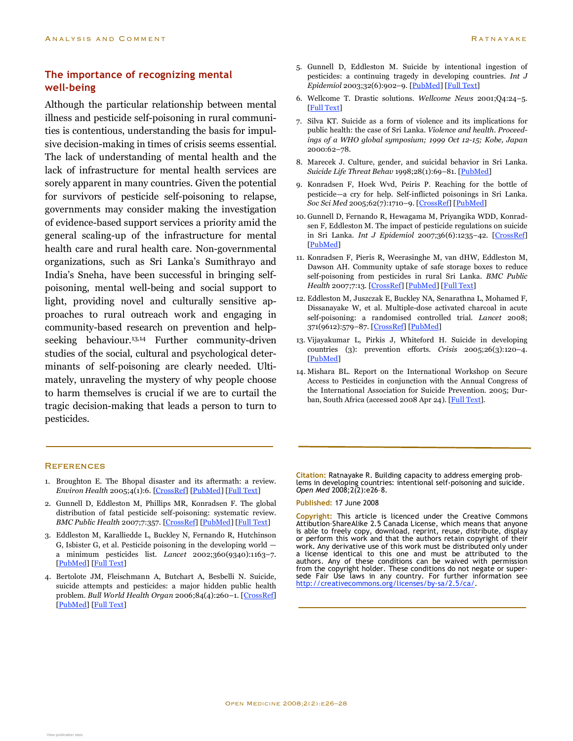## The importance of recognizing mental well-being

Although the particular relationship between mental illness and pesticide self-poisoning in rural communities is contentious, understanding the basis for impulsive decision-making in times of crisis seems essential. The lack of understanding of mental health and the lack of infrastructure for mental health services are sorely apparent in many countries. Given the potential for survivors of pesticide self-poisoning to relapse, governments may consider making the investigation of evidence-based support services a priority amid the general scaling-up of the infrastructure for mental health care and rural health care. Non-governmental organizations, such as Sri Lanka's Sumithrayo and India's Sneha, have been successful in bringing self-poisoning, mental well-being and social support to light, providing novel and culturally sensitive approaches to rural outreach work and engaging in community-based research on prevention and help-seeking behaviour.[13,14] Further community-driven studies of the social, cultural and psychological determinants of self-poisoning are clearly needed. Ultimately, unraveling the mystery of why people choose to harm themselves is crucial if we are to curtail the tragic decision-making that leads a person to turn to pesticides.

## References

1. Broughton E. The Bhopal disaster and its aftermath: a review. *Environ Health* 2005;4(1):6. [CrossRef] [PubMed] [Full Text]
2. Gunnell D, Eddleston M, Phillips MR, Konradsen F. The global distribution of fatal pesticide self-poisoning: systematic review. *BMC Public Health* 2007;7:357. [CrossRef] [PubMed] [Full Text]
3. Eddleston M, Karalliedde L, Buckley N, Fernando R, Hutchinson G, Isbister G, et al. Pesticide poisoning in the developing world — a minimum pesticides list. *Lancet* 2002;360(9340):1163–7. [PubMed] [Full Text]
4. Bertolote JM, Fleischmann A, Butchart A, Besbelli N. Suicide, suicide attempts and pesticides: a major hidden public health problem. *Bull World Health Organ* 2006;84(4):260–1. [CrossRef] [PubMed] [Full Text]
5. Gunnell D, Eddleston M. Suicide by intentional ingestion of pesticides: a continuing tragedy in developing countries. *Int J Epidemiol* 2003;32(6):902–9. [PubMed] [Full Text]
6. Wellcome T. Drastic solutions. *Wellcome News* 2001;Q4:24–5. [Full Text]
7. Silva KT. Suicide as a form of violence and its implications for public health: the case of Sri Lanka. *Violence and health. Proceedings of a WHO global symposium; 1999 Oct 12-15; Kobe, Japan* 2000:62–78.
8. Marecek J. Culture, gender, and suicidal behavior in Sri Lanka. *Suicide Life Threat Behav* 1998;28(1):69–81. [PubMed]
9. Konradsen F, Hoek Wvd, Peiris P. Reaching for the bottle of pesticide—a cry for help. Self-inflicted poisonings in Sri Lanka. *Soc Sci Med* 2005;62(7):1710–9. [CrossRef] [PubMed]
10. Gunnell D, Fernando R, Hewagama M, Priyangika WDD, Konradsen F, Eddleston M. The impact of pesticide regulations on suicide in Sri Lanka. *Int J Epidemiol* 2007;36(6):1235–42. [CrossRef] [PubMed]
11. Konradsen F, Pieris R, Weerasinghe M, van dHW, Eddleston M, Dawson AH. Community uptake of safe storage boxes to reduce self-poisoning from pesticides in rural Sri Lanka. *BMC Public Health* 2007;7:13. [CrossRef] [PubMed] [Full Text]
12. Eddleston M, Juszczak E, Buckley NA, Senarathna L, Mohamed F, Dissanayake W, et al. Multiple-dose activated charcoal in acute self-poisoning: a randomised controlled trial. *Lancet* 2008; 371(9612):579–87. [CrossRef] [PubMed]
13. Vijayakumar L, Pirkis J, Whiteford H. Suicide in developing countries (3): prevention efforts. *Crisis* 2005;26(3):120–4. [PubMed]
14. Mishara BL. Report on the International Workshop on Secure Access to Pesticides in conjunction with the Annual Congress of the International Association for Suicide Prevention. 2005; Durban, South Africa (accessed 2008 Apr 24). [Full Text].

**Citation:** Ratnayake R. Building capacity to address emerging problems in developing countries: intentional self-poisoning and suicide. *Open Med* 2008;2(2):e26-8.

**Published:** 17 June 2008

**Copyright:** This article is licenced under the Creative Commons Attibution-ShareAlike 2.5 Canada License, which means that anyone is able to freely copy, download, reprint, reuse, distribute, display or perform this work and that the authors retain copyright of their work. Any derivative use of this work must be distributed only under a license identical to this one and must be attributed to the authors. Any of these conditions can be waived with permission from the copyright holder. These conditions do not negate or supersede Fair Use laws in any country. For further information see http://creativecommons.org/licenses/by-sa/2.5/ca/.